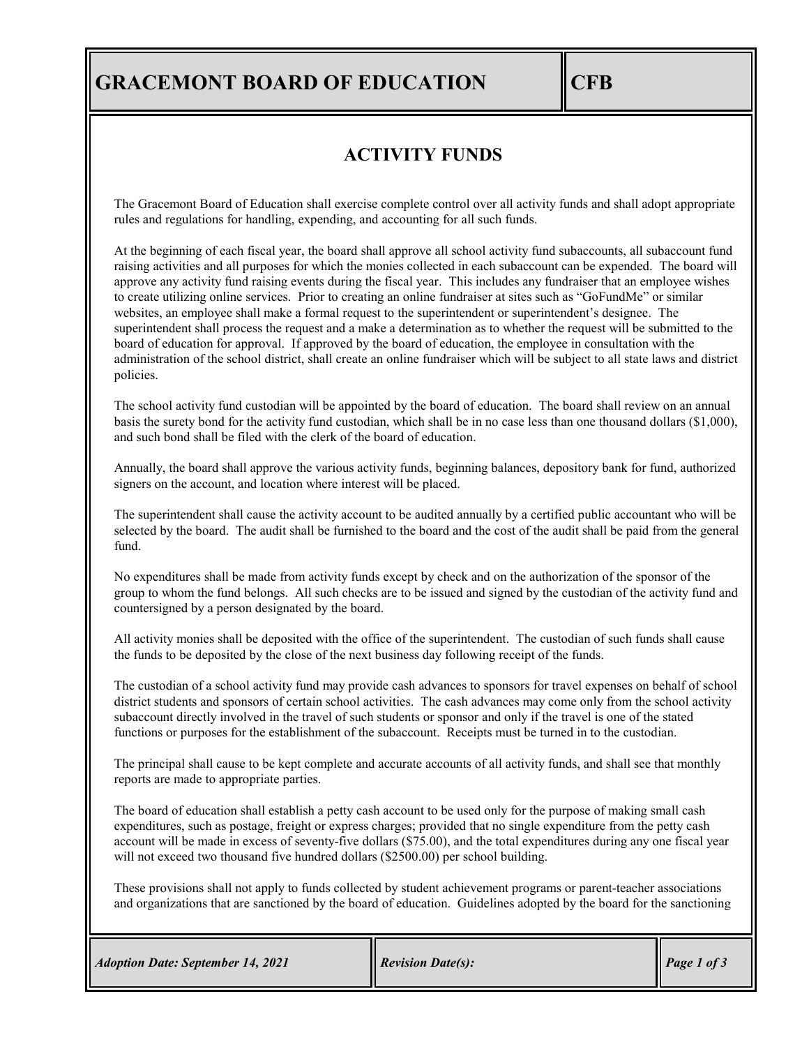# GRACEMONT BOARD OF EDUCATION

**CFB**

## ACTIVITY FUNDS

The Gracemont Board of Education shall exercise complete control over all activity funds and shall adopt appropriate rules and regulations for handling, expending, and accounting for all such funds.

At the beginning of each fiscal year, the board shall approve all school activity fund subaccounts, all subaccount fund raising activities and all purposes for which the monies collected in each subaccount can be expended. The board will approve any activity fund raising events during the fiscal year. This includes any fundraiser that an employee wishes to create utilizing online services. Prior to creating an online fundraiser at sites such as "GoFundMe" or similar websites, an employee shall make a formal request to the superintendent or superintendent's designee. The superintendent shall process the request and a make a determination as to whether the request will be submitted to the board of education for approval. If approved by the board of education, the employee in consultation with the administration of the school district, shall create an online fundraiser which will be subject to all state laws and district policies.

The school activity fund custodian will be appointed by the board of education. The board shall review on an annual basis the surety bond for the activity fund custodian, which shall be in no case less than one thousand dollars ($1,000), and such bond shall be filed with the clerk of the board of education.

Annually, the board shall approve the various activity funds, beginning balances, depository bank for fund, authorized signers on the account, and location where interest will be placed.

The superintendent shall cause the activity account to be audited annually by a certified public accountant who will be selected by the board. The audit shall be furnished to the board and the cost of the audit shall be paid from the general fund.

No expenditures shall be made from activity funds except by check and on the authorization of the sponsor of the group to whom the fund belongs. All such checks are to be issued and signed by the custodian of the activity fund and countersigned by a person designated by the board.

All activity monies shall be deposited with the office of the superintendent. The custodian of such funds shall cause the funds to be deposited by the close of the next business day following receipt of the funds.

The custodian of a school activity fund may provide cash advances to sponsors for travel expenses on behalf of school district students and sponsors of certain school activities. The cash advances may come only from the school activity subaccount directly involved in the travel of such students or sponsor and only if the travel is one of the stated functions or purposes for the establishment of the subaccount. Receipts must be turned in to the custodian.

The principal shall cause to be kept complete and accurate accounts of all activity funds, and shall see that monthly reports are made to appropriate parties.

The board of education shall establish a petty cash account to be used only for the purpose of making small cash expenditures, such as postage, freight or express charges; provided that no single expenditure from the petty cash account will be made in excess of seventy-five dollars ($75.00), and the total expenditures during any one fiscal year will not exceed two thousand five hundred dollars ($2500.00) per school building.

These provisions shall not apply to funds collected by student achievement programs or parent-teacher associations and organizations that are sanctioned by the board of education. Guidelines adopted by the board for the sanctioning

*Adoption Date: September 14, 2021* | *Revision Date(s):*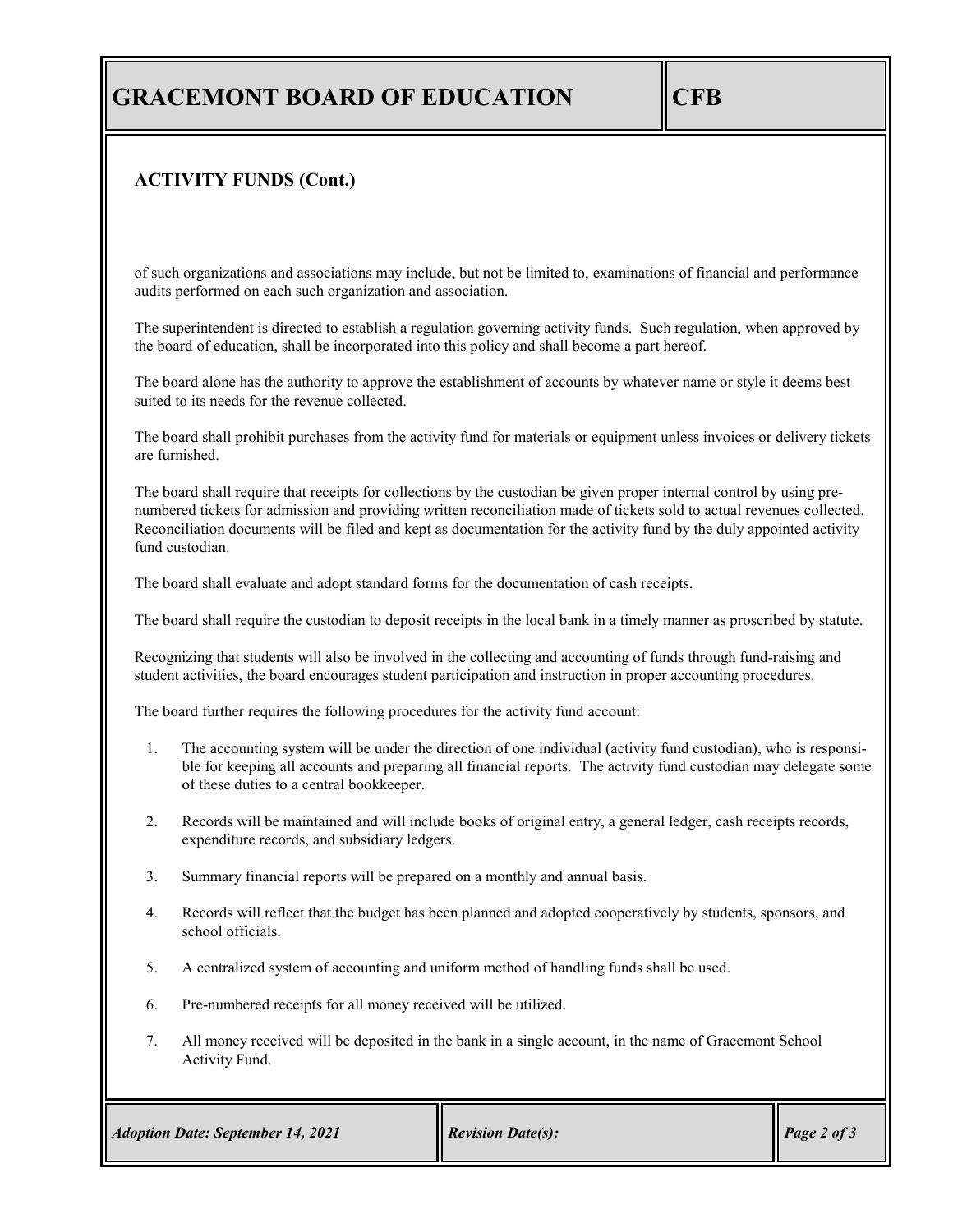## ACTIVITY FUNDS (Cont.)

of such organizations and associations may include, but not be limited to, examinations of financial and performance audits performed on each such organization and association.

The superintendent is directed to establish a regulation governing activity funds. Such regulation, when approved by the board of education, shall be incorporated into this policy and shall become a part hereof.

The board alone has the authority to approve the establishment of accounts by whatever name or style it deems best suited to its needs for the revenue collected.

The board shall prohibit purchases from the activity fund for materials or equipment unless invoices or delivery tickets are furnished.

The board shall require that receipts for collections by the custodian be given proper internal control by using pre-numbered tickets for admission and providing written reconciliation made of tickets sold to actual revenues collected. Reconciliation documents will be filed and kept as documentation for the activity fund by the duly appointed activity fund custodian.

The board shall evaluate and adopt standard forms for the documentation of cash receipts.

The board shall require the custodian to deposit receipts in the local bank in a timely manner as proscribed by statute.

Recognizing that students will also be involved in the collecting and accounting of funds through fund-raising and student activities, the board encourages student participation and instruction in proper accounting procedures.

The board further requires the following procedures for the activity fund account:

1. The accounting system will be under the direction of one individual (activity fund custodian), who is responsible for keeping all accounts and preparing all financial reports. The activity fund custodian may delegate some of these duties to a central bookkeeper.

2. Records will be maintained and will include books of original entry, a general ledger, cash receipts records, expenditure records, and subsidiary ledgers.

3. Summary financial reports will be prepared on a monthly and annual basis.

4. Records will reflect that the budget has been planned and adopted cooperatively by students, sponsors, and school officials.

5. A centralized system of accounting and uniform method of handling funds shall be used.

6. Pre-numbered receipts for all money received will be utilized.

7. All money received will be deposited in the bank in a single account, in the name of Gracemont School Activity Fund.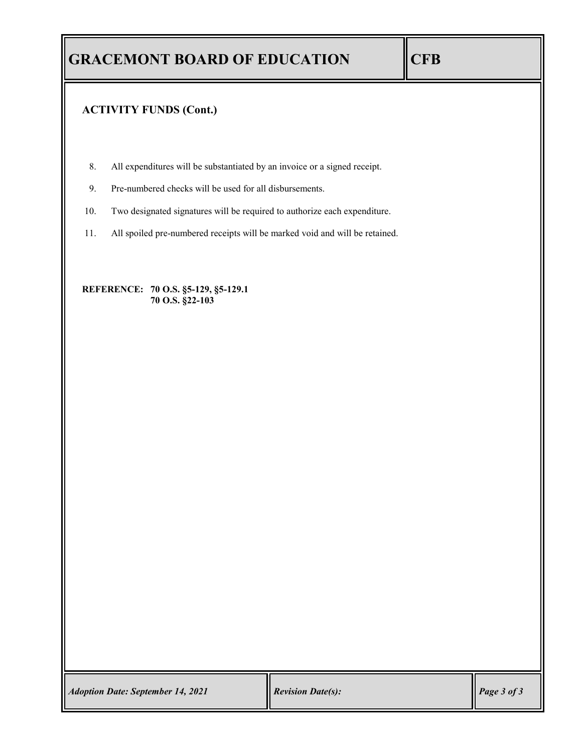## ACTIVITY FUNDS (Cont.)

8. All expenditures will be substantiated by an invoice or a signed receipt.
9. Pre-numbered checks will be used for all disbursements.
10. Two designated signatures will be required to authorize each expenditure.
11. All spoiled pre-numbered receipts will be marked void and will be retained.

**REFERENCE: 70 O.S. §5-129, §5-129.1**
**70 O.S. §22-103**

*Adoption Date: September 14, 2021* | *Revision Date(s):*